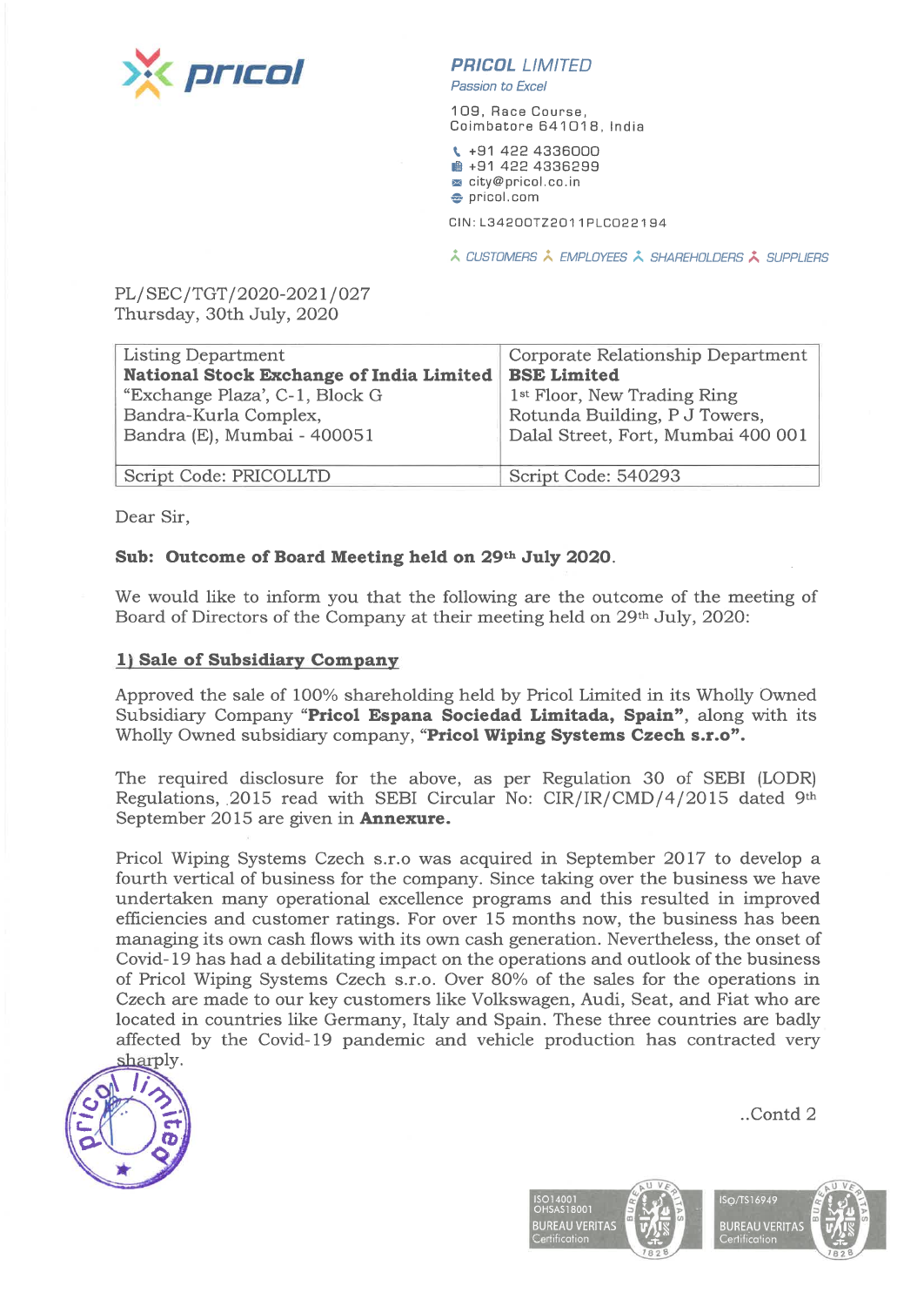**PRICOL LIMITED**
*Passion to Excel*

109, Race Course,
Coimbatore 641018, India

+91 422 4336000
+91 422 4336299
city@pricol.co.in
pricol.com

CIN: L34200TZ2011PLC022194

CUSTOMERS EMPLOYEES SHAREHOLDERS SUPPLIERS

PL/SEC/TGT/2020-2021/027
Thursday, 30th July, 2020

| Listing Department<br>**National Stock Exchange of India Limited**<br>"Exchange Plaza', C-1, Block G<br>Bandra-Kurla Complex,<br>Bandra (E), Mumbai - 400051 | Corporate Relationship Department<br>**BSE Limited**<br>1st Floor, New Trading Ring<br>Rotunda Building, P J Towers,<br>Dalal Street, Fort, Mumbai 400 001 |
|---|---|
| Script Code: PRICOLLTD | Script Code: 540293 |

Dear Sir,

**Sub: Outcome of Board Meeting held on 29th July 2020.**

We would like to inform you that the following are the outcome of the meeting of Board of Directors of the Company at their meeting held on 29th July, 2020:

**1) Sale of Subsidiary Company**

Approved the sale of 100% shareholding held by Pricol Limited in its Wholly Owned Subsidiary Company **"Pricol Espana Sociedad Limitada, Spain"**, along with its Wholly Owned subsidiary company, **"Pricol Wiping Systems Czech s.r.o".**

The required disclosure for the above, as per Regulation 30 of SEBI (LODR) Regulations, 2015 read with SEBI Circular No: CIR/IR/CMD/4/2015 dated 9th September 2015 are given in **Annexure.**

Pricol Wiping Systems Czech s.r.o was acquired in September 2017 to develop a fourth vertical of business for the company. Since taking over the business we have undertaken many operational excellence programs and this resulted in improved efficiencies and customer ratings. For over 15 months now, the business has been managing its own cash flows with its own cash generation. Nevertheless, the onset of Covid-19 has had a debilitating impact on the operations and outlook of the business of Pricol Wiping Systems Czech s.r.o. Over 80% of the sales for the operations in Czech are made to our key customers like Volkswagen, Audi, Seat, and Fiat who are located in countries like Germany, Italy and Spain. These three countries are badly affected by the Covid-19 pandemic and vehicle production has contracted very sharply.

..Contd 2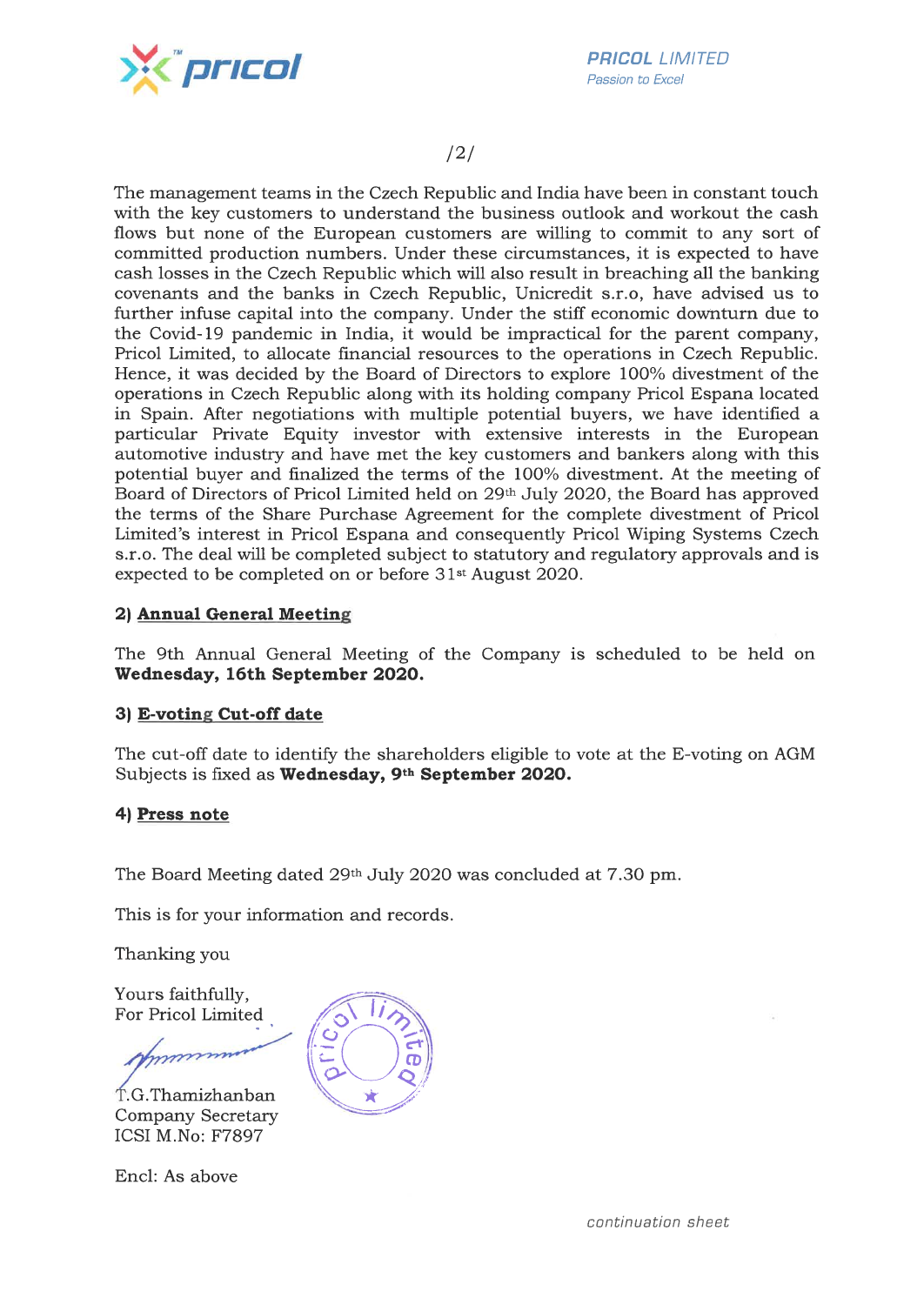The management teams in the Czech Republic and India have been in constant touch with the key customers to understand the business outlook and workout the cash flows but none of the European customers are willing to commit to any sort of committed production numbers. Under these circumstances, it is expected to have cash losses in the Czech Republic which will also result in breaching all the banking covenants and the banks in Czech Republic, Unicredit s.r.o, have advised us to further infuse capital into the company. Under the stiff economic downturn due to the Covid-19 pandemic in India, it would be impractical for the parent company, Pricol Limited, to allocate financial resources to the operations in Czech Republic. Hence, it was decided by the Board of Directors to explore 100% divestment of the operations in Czech Republic along with its holding company Pricol Espana located in Spain. After negotiations with multiple potential buyers, we have identified a particular Private Equity investor with extensive interests in the European automotive industry and have met the key customers and bankers along with this potential buyer and finalized the terms of the 100% divestment. At the meeting of Board of Directors of Pricol Limited held on 29th July 2020, the Board has approved the terms of the Share Purchase Agreement for the complete divestment of Pricol Limited's interest in Pricol Espana and consequently Pricol Wiping Systems Czech s.r.o. The deal will be completed subject to statutory and regulatory approvals and is expected to be completed on or before 31st August 2020.

**2) Annual General Meeting**

The 9th Annual General Meeting of the Company is scheduled to be held on **Wednesday, 16th September 2020.**

**3) E-voting Cut-off date**

The cut-off date to identify the shareholders eligible to vote at the E-voting on AGM Subjects is fixed as **Wednesday, 9th September 2020.**

**4) Press note**

The Board Meeting dated 29th July 2020 was concluded at 7.30 pm.

This is for your information and records.

Thanking you

Yours faithfully,
For Pricol Limited

T.G.Thamizhanban
Company Secretary
ICSI M.No: F7897

Encl: As above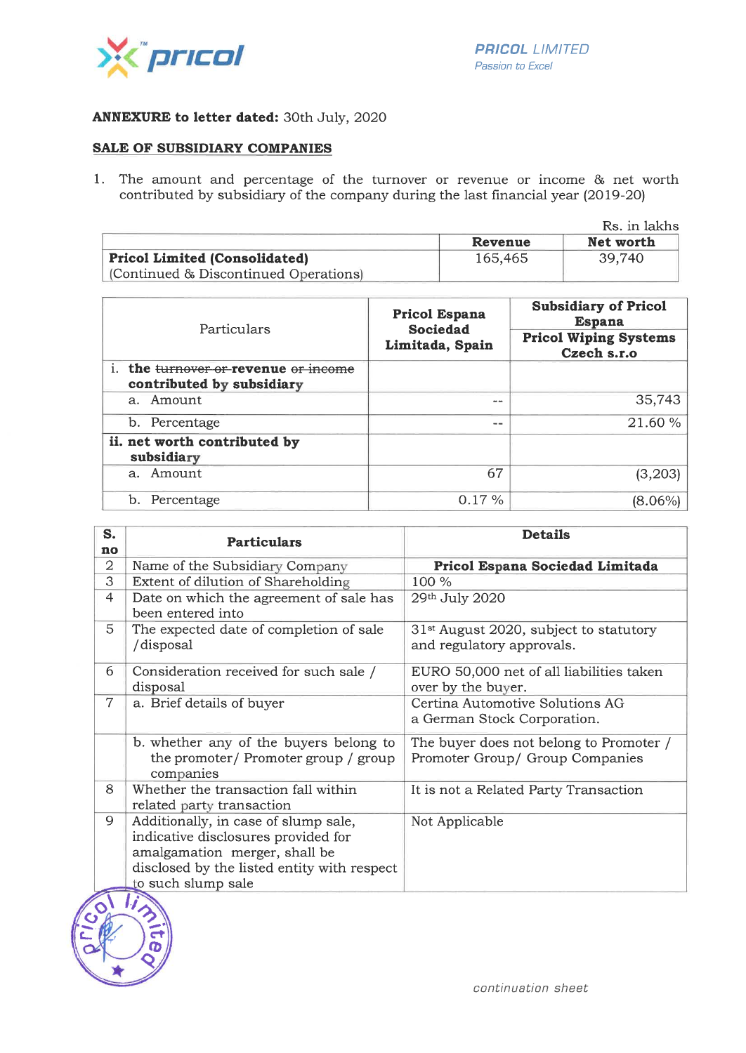**PRICOL** LIMITED
*Passion to Excel*

**ANNEXURE to letter dated:** 30th July, 2020

**SALE OF SUBSIDIARY COMPANIES**

1. The amount and percentage of the turnover or revenue or income & net worth contributed by subsidiary of the company during the last financial year (2019-20)

Rs. in lakhs

| | Revenue | Net worth |
|---|---|---|
| **Pricol Limited (Consolidated)** (Continued & Discontinued Operations) | 165,465 | 39,740 |

| Particulars | Pricol Espana Sociedad Limitada, Spain | Subsidiary of Pricol Espana Pricol Wiping Systems Czech s.r.o |
|---|---|---|
| i. **the ~~turnover or~~ revenue ~~or income~~ contributed by subsidiary** | | |
| a. Amount | -- | 35,743 |
| b. Percentage | -- | 21.60 % |
| ii. **net worth contributed by subsidiary** | | |
| a. Amount | 67 | (3,203) |
| b. Percentage | 0.17 % | (8.06%) |

| S. no | Particulars | Details |
|---|---|---|
| 2 | Name of the Subsidiary Company | **Pricol Espana Sociedad Limitada** |
| 3 | Extent of dilution of Shareholding | 100 % |
| 4 | Date on which the agreement of sale has been entered into | 29th July 2020 |
| 5 | The expected date of completion of sale /disposal | 31st August 2020, subject to statutory and regulatory approvals. |
| 6 | Consideration received for such sale / disposal | EURO 50,000 net of all liabilities taken over by the buyer. |
| 7 | a. Brief details of buyer | Certina Automotive Solutions AG a German Stock Corporation. |
| | b. whether any of the buyers belong to the promoter/ Promoter group / group companies | The buyer does not belong to Promoter / Promoter Group/ Group Companies |
| 8 | Whether the transaction fall within related party transaction | It is not a Related Party Transaction |
| 9 | Additionally, in case of slump sale, indicative disclosures provided for amalgamation merger, shall be disclosed by the listed entity with respect to such slump sale | Not Applicable |

*continuation sheet*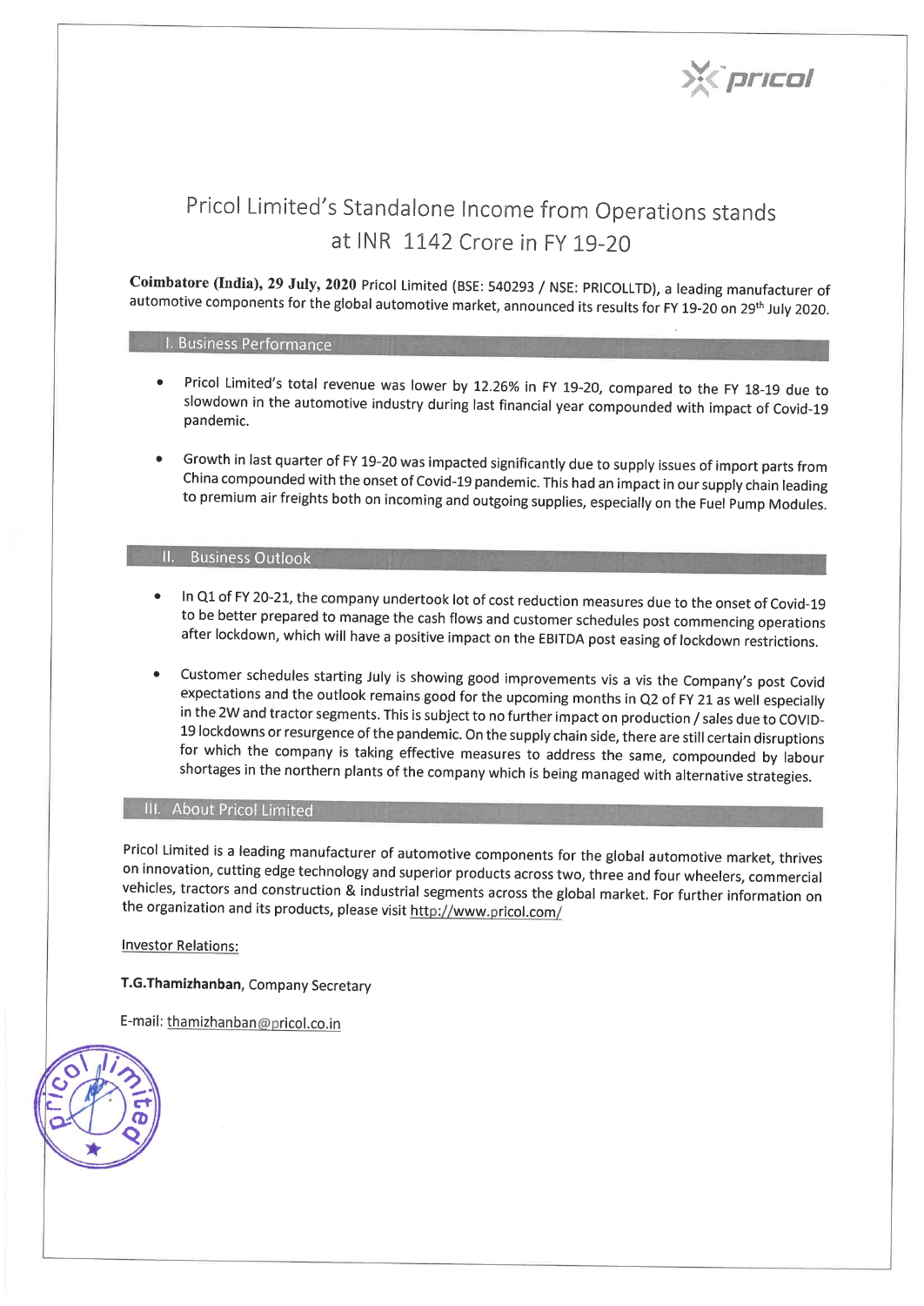# Pricol Limited's Standalone Income from Operations stands at INR 1142 Crore in FY 19-20

**Coimbatore (India), 29 July, 2020** Pricol Limited (BSE: 540293 / NSE: PRICOLLTD), a leading manufacturer of automotive components for the global automotive market, announced its results for FY 19-20 on 29th July 2020.

## I. Business Performance

- Pricol Limited's total revenue was lower by 12.26% in FY 19-20, compared to the FY 18-19 due to slowdown in the automotive industry during last financial year compounded with impact of Covid-19 pandemic.
- Growth in last quarter of FY 19-20 was impacted significantly due to supply issues of import parts from China compounded with the onset of Covid-19 pandemic. This had an impact in our supply chain leading to premium air freights both on incoming and outgoing supplies, especially on the Fuel Pump Modules.

## II. Business Outlook

- In Q1 of FY 20-21, the company undertook lot of cost reduction measures due to the onset of Covid-19 to be better prepared to manage the cash flows and customer schedules post commencing operations after lockdown, which will have a positive impact on the EBITDA post easing of lockdown restrictions.
- Customer schedules starting July is showing good improvements vis a vis the Company's post Covid expectations and the outlook remains good for the upcoming months in Q2 of FY 21 as well especially in the 2W and tractor segments. This is subject to no further impact on production / sales due to COVID-19 lockdowns or resurgence of the pandemic. On the supply chain side, there are still certain disruptions for which the company is taking effective measures to address the same, compounded by labour shortages in the northern plants of the company which is being managed with alternative strategies.

## III. About Pricol Limited

Pricol Limited is a leading manufacturer of automotive components for the global automotive market, thrives on innovation, cutting edge technology and superior products across two, three and four wheelers, commercial vehicles, tractors and construction & industrial segments across the global market. For further information on the organization and its products, please visit http://www.pricol.com/

Investor Relations:

**T.G.Thamizhanban**, Company Secretary

E-mail: thamizhanban@pricol.co.in